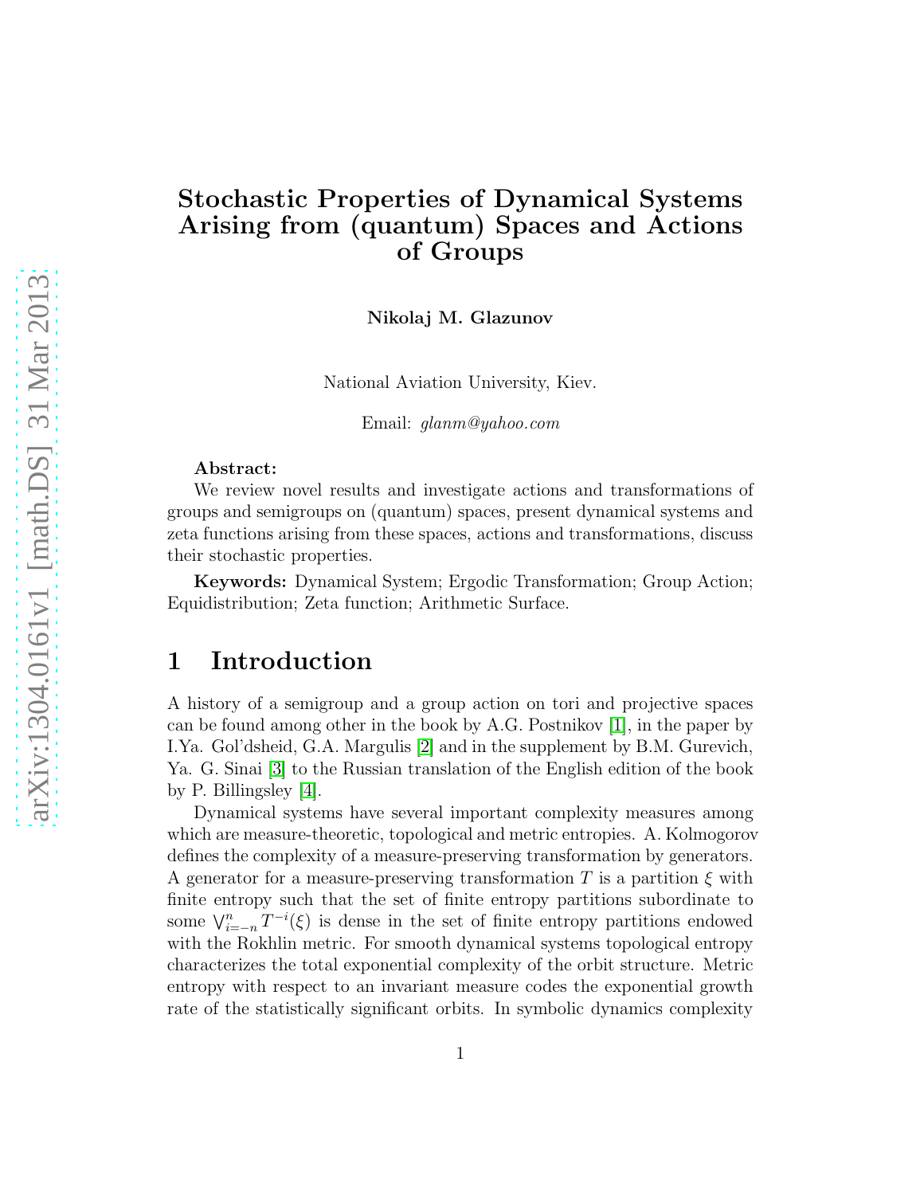# Stochastic Properties of Dynamical Systems Arising from (quantum) Spaces and Actions of Groups

**Nikolaj M. Glazunov**

National Aviation University, Kiev.

Email: *glanm@yahoo.com*

**Abstract:**
We review novel results and investigate actions and transformations of groups and semigroups on (quantum) spaces, present dynamical systems and zeta functions arising from these spaces, actions and transformations, discuss their stochastic properties.

**Keywords:** Dynamical System; Ergodic Transformation; Group Action; Equidistribution; Zeta function; Arithmetic Surface.

## 1 Introduction

A history of a semigroup and a group action on tori and projective spaces can be found among other in the book by A.G. Postnikov [1], in the paper by I.Ya. Gol'dsheid, G.A. Margulis [2] and in the supplement by B.M. Gurevich, Ya. G. Sinai [3] to the Russian translation of the English edition of the book by P. Billingsley [4].

Dynamical systems have several important complexity measures among which are measure-theoretic, topological and metric entropies. A. Kolmogorov defines the complexity of a measure-preserving transformation by generators. A generator for a measure-preserving transformation $T$ is a partition $\xi$ with finite entropy such that the set of finite entropy partitions subordinate to some $\bigvee_{i=-n}^{n} T^{-i}(\xi)$ is dense in the set of finite entropy partitions endowed with the Rokhlin metric. For smooth dynamical systems topological entropy characterizes the total exponential complexity of the orbit structure. Metric entropy with respect to an invariant measure codes the exponential growth rate of the statistically significant orbits. In symbolic dynamics complexity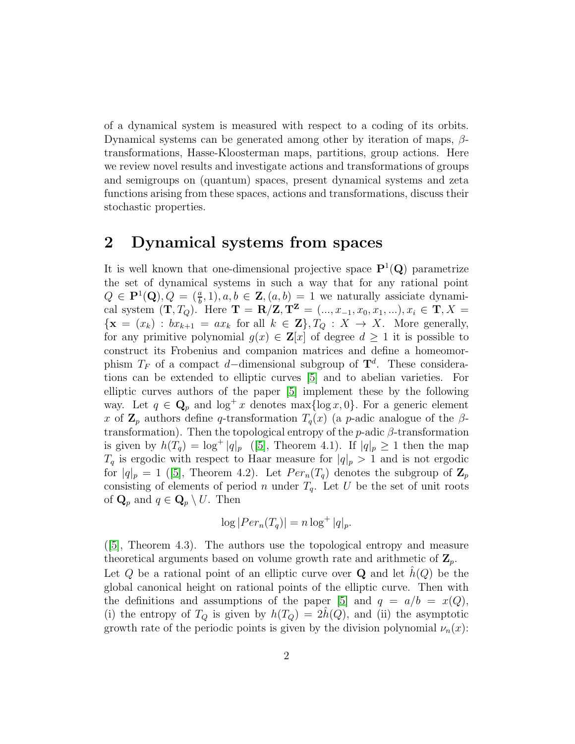of a dynamical system is measured with respect to a coding of its orbits. Dynamical systems can be generated among other by iteration of maps, $\beta$-transformations, Hasse-Kloosterman maps, partitions, group actions. Here we review novel results and investigate actions and transformations of groups and semigroups on (quantum) spaces, present dynamical systems and zeta functions arising from these spaces, actions and transformations, discuss their stochastic properties.

## 2 Dynamical systems from spaces

It is well known that one-dimensional projective space $\mathbf{P}^1(\mathbf{Q})$ parametrize the set of dynamical systems in such a way that for any rational point $Q \in \mathbf{P}^1(\mathbf{Q}), Q = (\frac{a}{b}, 1), a, b \in \mathbf{Z}, (a,b) = 1$ we naturally assiciate dynamical system $(\mathbf{T}, T_Q)$. Here $\mathbf{T} = \mathbf{R}/\mathbf{Z}, \mathbf{T}^{\mathbf{Z}} = (..., x_{-1}, x_0, x_1, ...), x_i \in \mathbf{T}, X = \{\mathbf{x} = (x_k) : bx_{k+1} = ax_k \text{ for all } k \in \mathbf{Z}\}, T_Q : X \to X$. More generally, for any primitive polynomial $g(x) \in \mathbf{Z}[x]$ of degree $d \geq 1$ it is possible to construct its Frobenius and companion matrices and define a homeomorphism $T_F$ of a compact $d-$dimensional subgroup of $\mathbf{T}^d$. These considerations can be extended to elliptic curves [5] and to abelian varieties. For elliptic curves authors of the paper [5] implement these by the following way. Let $q \in \mathbf{Q}_p$ and $\log^+ x$ denotes $\max\{\log x, 0\}$. For a generic element $x$ of $\mathbf{Z}_p$ authors define $q$-transformation $T_q(x)$ (a $p$-adic analogue of the $\beta$-transformation). Then the topological entropy of the $p$-adic $\beta$-transformation is given by $h(T_q) = \log^+ |q|_p$ ([5], Theorem 4.1). If $|q|_p \geq 1$ then the map $T_q$ is ergodic with respect to Haar measure for $|q|_p > 1$ and is not ergodic for $|q|_p = 1$ ([5], Theorem 4.2). Let $Per_n(T_q)$ denotes the subgroup of $\mathbf{Z}_p$ consisting of elements of period $n$ under $T_q$. Let $U$ be the set of unit roots of $\mathbf{Q}_p$ and $q \in \mathbf{Q}_p \setminus U$. Then

$$\log |Per_n(T_q)| = n \log^+ |q|_p.$$

([5], Theorem 4.3). The authors use the topological entropy and measure theoretical arguments based on volume growth rate and arithmetic of $\mathbf{Z}_p$.
Let $Q$ be a rational point of an elliptic curve over $\mathbf{Q}$ and let $\hat{h}(Q)$ be the global canonical height on rational points of the elliptic curve. Then with the definitions and assumptions of the paper [5] and $q = a/b = x(Q)$, (i) the entropy of $T_Q$ is given by $h(T_Q) = 2\hat{h}(Q)$, and (ii) the asymptotic growth rate of the periodic points is given by the division polynomial $\nu_n(x)$: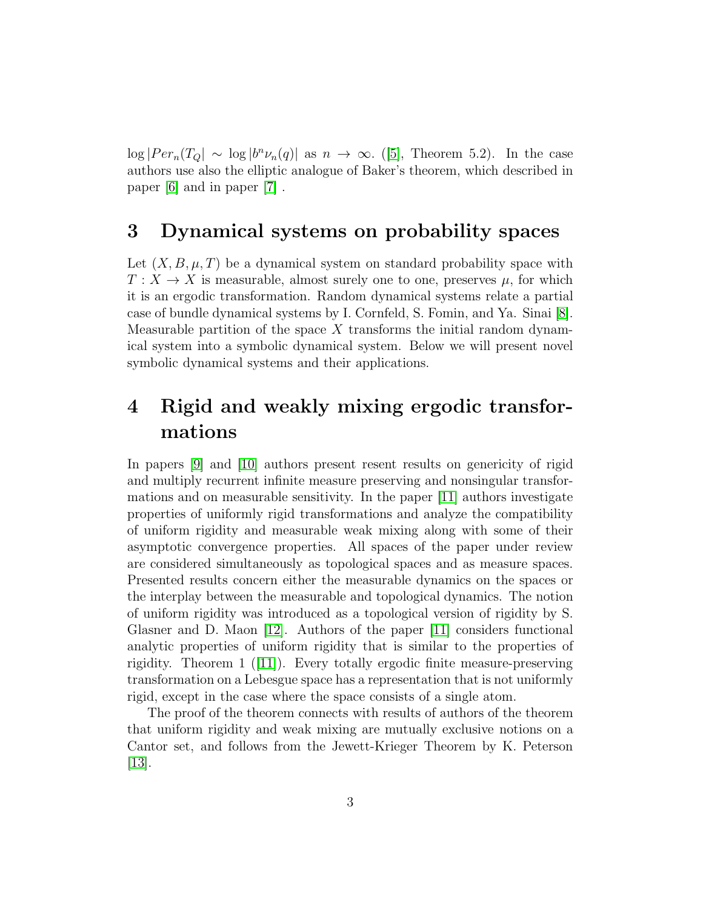$\log |Per_n(T_Q| \sim \log |b^n \nu_n(q)|$ as $n \to \infty$. ([5], Theorem 5.2). In the case authors use also the elliptic analogue of Baker's theorem, which described in paper [6] and in paper [7] .

# 3 Dynamical systems on probability spaces

Let $(X, B, \mu, T)$ be a dynamical system on standard probability space with $T : X \to X$ is measurable, almost surely one to one, preserves $\mu$, for which it is an ergodic transformation. Random dynamical systems relate a partial case of bundle dynamical systems by I. Cornfeld, S. Fomin, and Ya. Sinai [8]. Measurable partition of the space $X$ transforms the initial random dynamical system into a symbolic dynamical system. Below we will present novel symbolic dynamical systems and their applications.

# 4 Rigid and weakly mixing ergodic transformations

In papers [9] and [10] authors present resent results on genericity of rigid and multiply recurrent infinite measure preserving and nonsingular transformations and on measurable sensitivity. In the paper [11] authors investigate properties of uniformly rigid transformations and analyze the compatibility of uniform rigidity and measurable weak mixing along with some of their asymptotic convergence properties. All spaces of the paper under review are considered simultaneously as topological spaces and as measure spaces. Presented results concern either the measurable dynamics on the spaces or the interplay between the measurable and topological dynamics. The notion of uniform rigidity was introduced as a topological version of rigidity by S. Glasner and D. Maon [12]. Authors of the paper [11] considers functional analytic properties of uniform rigidity that is similar to the properties of rigidity. Theorem 1 ([11]). Every totally ergodic finite measure-preserving transformation on a Lebesgue space has a representation that is not uniformly rigid, except in the case where the space consists of a single atom.

The proof of the theorem connects with results of authors of the theorem that uniform rigidity and weak mixing are mutually exclusive notions on a Cantor set, and follows from the Jewett-Krieger Theorem by K. Peterson [13].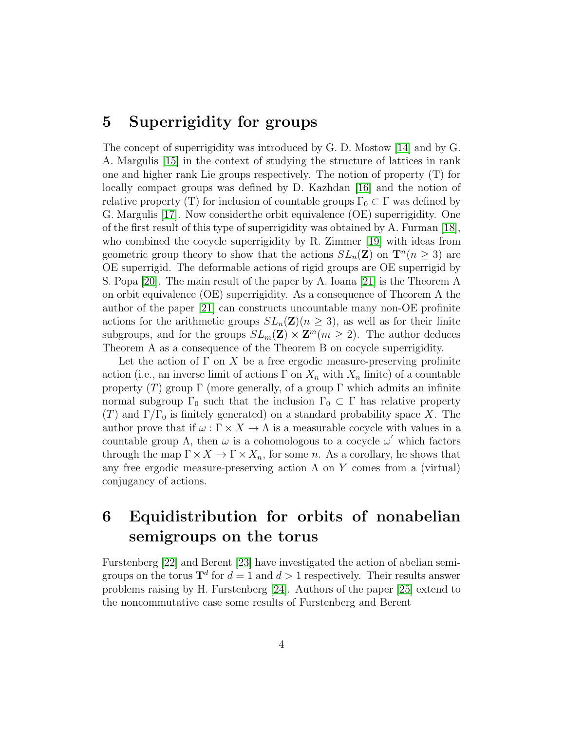## 5 Superrigidity for groups

The concept of superrigidity was introduced by G. D. Mostow [14] and by G. A. Margulis [15] in the context of studying the structure of lattices in rank one and higher rank Lie groups respectively. The notion of property (T) for locally compact groups was defined by D. Kazhdan [16] and the notion of relative property (T) for inclusion of countable groups $\Gamma_0 \subset \Gamma$ was defined by G. Margulis [17]. Now considerthe orbit equivalence (OE) superrigidity. One of the first result of this type of superrigidity was obtained by A. Furman [18], who combined the cocycle superrigidity by R. Zimmer [19] with ideas from geometric group theory to show that the actions $SL_n(\mathbf{Z})$ on $\mathbf{T}^n (n \geq 3)$ are OE superrigid. The deformable actions of rigid groups are OE superrigid by S. Popa [20]. The main result of the paper by A. Ioana [21] is the Theorem A on orbit equivalence (OE) superrigidity. As a consequence of Theorem A the author of the paper [21] can constructs uncountable many non-OE profinite actions for the arithmetic groups $SL_n(\mathbf{Z}) (n \geq 3)$, as well as for their finite subgroups, and for the groups $SL_m(\mathbf{Z}) \times \mathbf{Z}^m (m \geq 2)$. The author deduces Theorem A as a consequence of the Theorem B on cocycle superrigidity.

Let the action of $\Gamma$ on $X$ be a free ergodic measure-preserving profinite action (i.e., an inverse limit of actions $\Gamma$ on $X_n$ with $X_n$ finite) of a countable property $(T)$ group $\Gamma$ (more generally, of a group $\Gamma$ which admits an infinite normal subgroup $\Gamma_0$ such that the inclusion $\Gamma_0 \subset \Gamma$ has relative property $(T)$ and $\Gamma/\Gamma_0$ is finitely generated) on a standard probability space $X$. The author prove that if $\omega : \Gamma \times X \to \Lambda$ is a measurable cocycle with values in a countable group $\Lambda$, then $\omega$ is a cohomologous to a cocycle $\omega'$ which factors through the map $\Gamma \times X \to \Gamma \times X_n$, for some $n$. As a corollary, he shows that any free ergodic measure-preserving action $\Lambda$ on $Y$ comes from a (virtual) conjugancy of actions.

## 6 Equidistribution for orbits of nonabelian semigroups on the torus

Furstenberg [22] and Berent [23] have investigated the action of abelian semigroups on the torus $\mathbf{T}^d$ for $d = 1$ and $d > 1$ respectively. Their results answer problems raising by H. Furstenberg [24]. Authors of the paper [25] extend to the noncommutative case some results of Furstenberg and Berent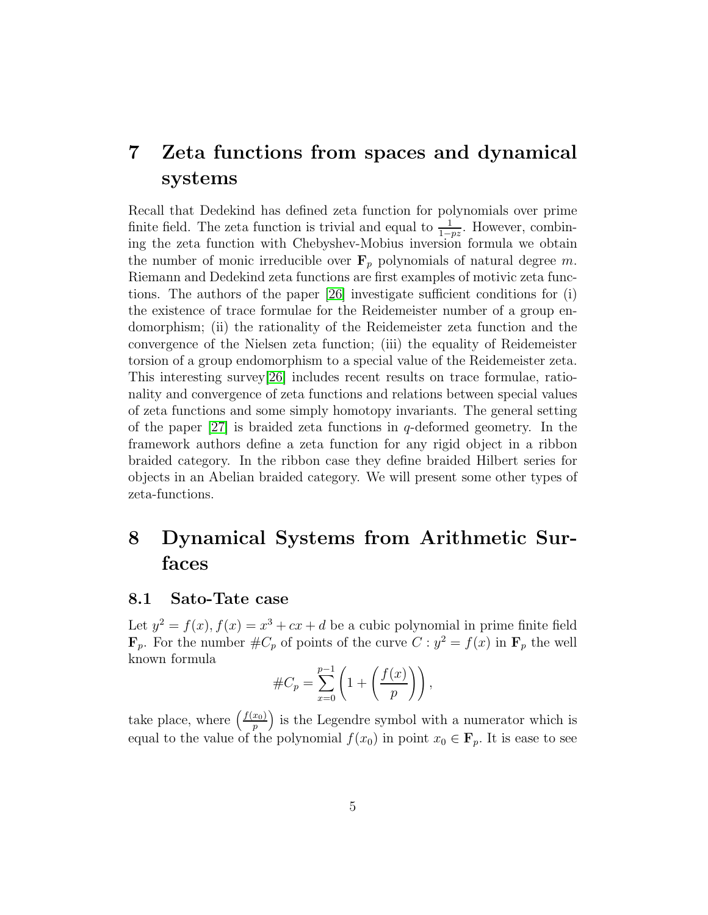# 7 Zeta functions from spaces and dynamical systems

Recall that Dedekind has defined zeta function for polynomials over prime finite field. The zeta function is trivial and equal to $\frac{1}{1-pz}$. However, combining the zeta function with Chebyshev-Mobius inversion formula we obtain the number of monic irreducible over $\mathbf{F}_p$ polynomials of natural degree $m$. Riemann and Dedekind zeta functions are first examples of motivic zeta functions. The authors of the paper [26] investigate sufficient conditions for (i) the existence of trace formulae for the Reidemeister number of a group endomorphism; (ii) the rationality of the Reidemeister zeta function and the convergence of the Nielsen zeta function; (iii) the equality of Reidemeister torsion of a group endomorphism to a special value of the Reidemeister zeta. This interesting survey[26] includes recent results on trace formulae, rationality and convergence of zeta functions and relations between special values of zeta functions and some simply homotopy invariants. The general setting of the paper [27] is braided zeta functions in $q$-deformed geometry. In the framework authors define a zeta function for any rigid object in a ribbon braided category. In the ribbon case they define braided Hilbert series for objects in an Abelian braided category. We will present some other types of zeta-functions.

# 8 Dynamical Systems from Arithmetic Surfaces

## 8.1 Sato-Tate case

Let $y^2 = f(x), f(x) = x^3 + cx + d$ be a cubic polynomial in prime finite field $\mathbf{F}_p$. For the number $\#C_p$ of points of the curve $C : y^2 = f(x)$ in $\mathbf{F}_p$ the well known formula

$$\#C_p = \sum_{x=0}^{p-1} \left( 1 + \left( \frac{f(x)}{p} \right) \right),$$

take place, where $\left( \frac{f(x_0)}{p} \right)$ is the Legendre symbol with a numerator which is equal to the value of the polynomial $f(x_0)$ in point $x_0 \in \mathbf{F}_p$. It is ease to see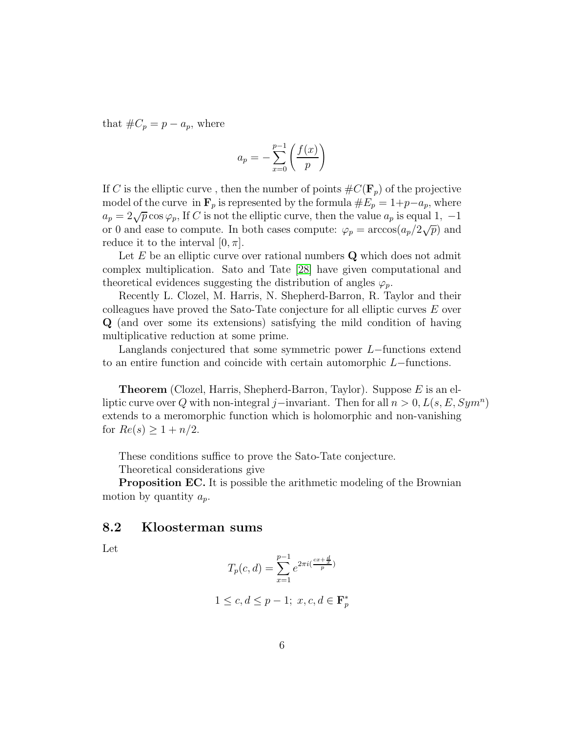that $\#C_p = p - a_p$, where

$$a_p = -\sum_{x=0}^{p-1} \left( \frac{f(x)}{p} \right)$$

If $C$ is the elliptic curve , then the number of points $\#C(\mathbf{F}_p)$ of the projective model of the curve in $\mathbf{F}_p$ is represented by the formula $\#E_p = 1+p-a_p$, where $a_p = 2\sqrt{p}\cos\varphi_p$, If $C$ is not the elliptic curve, then the value $a_p$ is equal $1$, $-1$ or $0$ and ease to compute. In both cases compute: $\varphi_p = \arccos(a_p/2\sqrt{p})$ and reduce it to the interval $[0, \pi]$.

Let $E$ be an elliptic curve over rational numbers $\mathbf{Q}$ which does not admit complex multiplication. Sato and Tate [28] have given computational and theoretical evidences suggesting the distribution of angles $\varphi_p$.

Recently L. Clozel, M. Harris, N. Shepherd-Barron, R. Taylor and their colleagues have proved the Sato-Tate conjecture for all elliptic curves $E$ over $\mathbf{Q}$ (and over some its extensions) satisfying the mild condition of having multiplicative reduction at some prime.

Langlands conjectured that some symmetric power $L-$functions extend to an entire function and coincide with certain automorphic $L-$functions.

**Theorem** (Clozel, Harris, Shepherd-Barron, Taylor). Suppose $E$ is an elliptic curve over $Q$ with non-integral $j-$invariant. Then for all $n > 0, L(s, E, Sym^n)$ extends to a meromorphic function which is holomorphic and non-vanishing for $Re(s) \geq 1 + n/2$.

These conditions suffice to prove the Sato-Tate conjecture.

Theoretical considerations give

**Proposition EC.** It is possible the arithmetic modeling of the Brownian motion by quantity $a_p$.

## 8.2 Kloosterman sums

Let

$$T_p(c, d) = \sum_{x=1}^{p-1} e^{2\pi i (\frac{cx + \frac{d}{x}}{p})}$$

$$1 \leq c, d \leq p - 1;\; x, c, d \in \mathbf{F}_p^*$$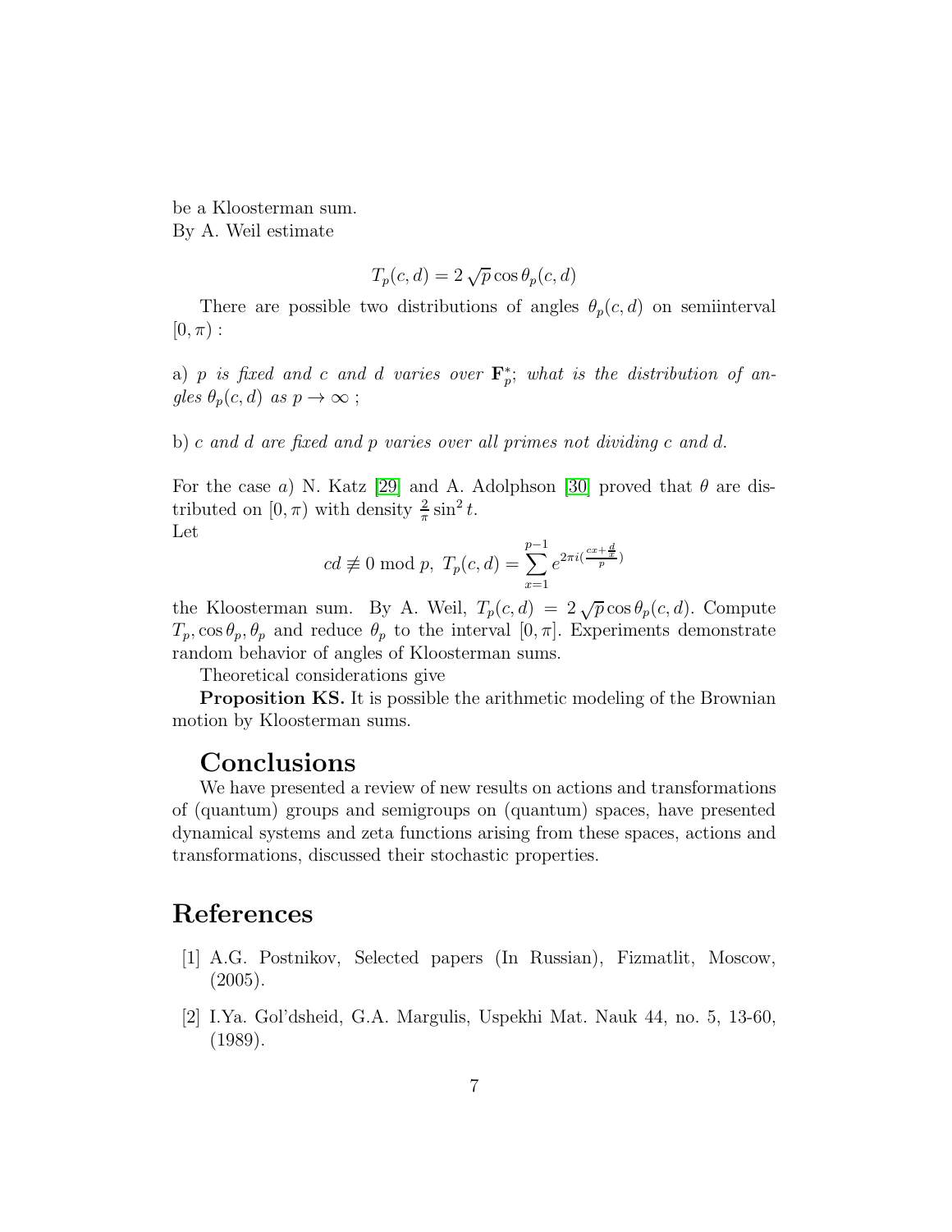be a Kloosterman sum.
By A. Weil estimate

$$T_p(c,d) = 2\sqrt{p}\cos\theta_p(c,d)$$

There are possible two distributions of angles $\theta_p(c,d)$ on semiinterval $[0,\pi)$ :

a) *$p$ is fixed and $c$ and $d$ varies over $\mathbf{F}_p^*$; what is the distribution of angles $\theta_p(c,d)$ as $p \to \infty$ ;*

b) *$c$ and $d$ are fixed and $p$ varies over all primes not dividing $c$ and $d$.*

For the case *a*) N. Katz [29] and A. Adolphson [30] proved that $\theta$ are distributed on $[0,\pi)$ with density $\frac{2}{\pi}\sin^2 t$.
Let

$$cd \not\equiv 0 \bmod p,\ T_p(c,d) = \sum_{x=1}^{p-1} e^{2\pi i(\frac{cx+\frac{d}{x}}{p})}$$

the Kloosterman sum. By A. Weil, $T_p(c,d) = 2\sqrt{p}\cos\theta_p(c,d)$. Compute $T_p, \cos\theta_p, \theta_p$ and reduce $\theta_p$ to the interval $[0,\pi]$. Experiments demonstrate random behavior of angles of Kloosterman sums.

Theoretical considerations give

**Proposition KS.** It is possible the arithmetic modeling of the Brownian motion by Kloosterman sums.

## Conclusions

We have presented a review of new results on actions and transformations of (quantum) groups and semigroups on (quantum) spaces, have presented dynamical systems and zeta functions arising from these spaces, actions and transformations, discussed their stochastic properties.

# References

[1] A.G. Postnikov, Selected papers (In Russian), Fizmatlit, Moscow, (2005).

[2] I.Ya. Gol'dsheid, G.A. Margulis, Uspekhi Mat. Nauk 44, no. 5, 13-60, (1989).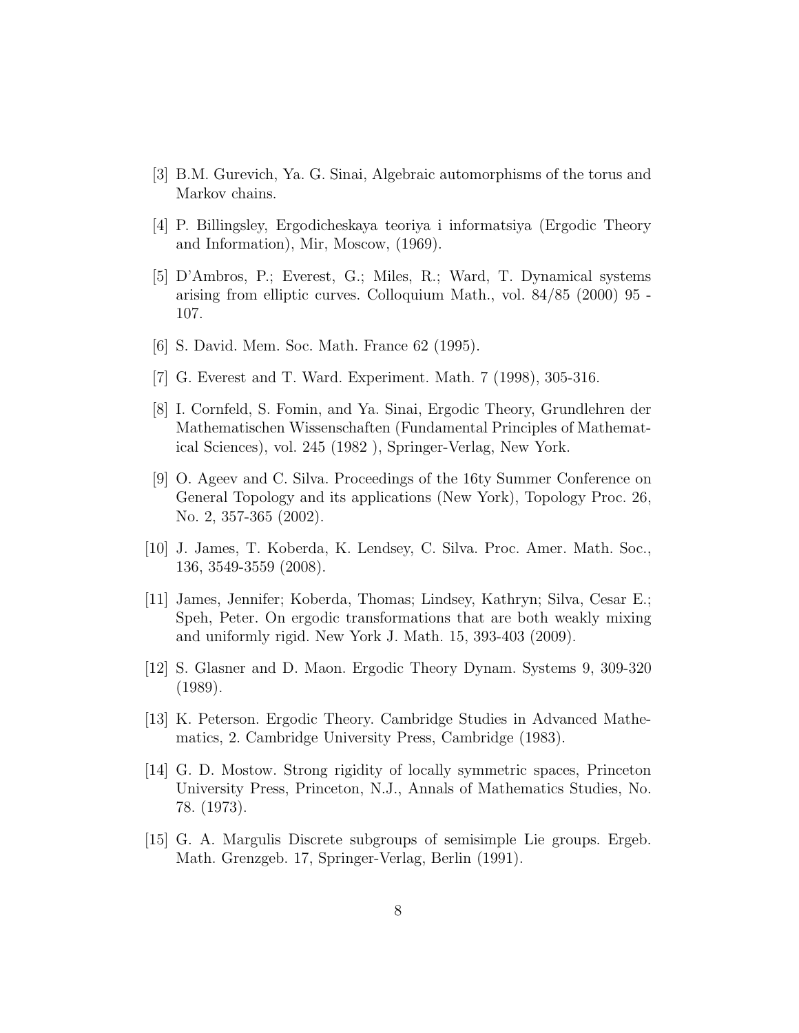[3] B.M. Gurevich, Ya. G. Sinai, Algebraic automorphisms of the torus and Markov chains.

[4] P. Billingsley, Ergodicheskaya teoriya i informatsiya (Ergodic Theory and Information), Mir, Moscow, (1969).

[5] D'Ambros, P.; Everest, G.; Miles, R.; Ward, T. Dynamical systems arising from elliptic curves. Colloquium Math., vol. 84/85 (2000) 95 - 107.

[6] S. David. Mem. Soc. Math. France 62 (1995).

[7] G. Everest and T. Ward. Experiment. Math. 7 (1998), 305-316.

[8] I. Cornfeld, S. Fomin, and Ya. Sinai, Ergodic Theory, Grundlehren der Mathematischen Wissenschaften (Fundamental Principles of Mathematical Sciences), vol. 245 (1982 ), Springer-Verlag, New York.

[9] O. Ageev and C. Silva. Proceedings of the 16ty Summer Conference on General Topology and its applications (New York), Topology Proc. 26, No. 2, 357-365 (2002).

[10] J. James, T. Koberda, K. Lendsey, C. Silva. Proc. Amer. Math. Soc., 136, 3549-3559 (2008).

[11] James, Jennifer; Koberda, Thomas; Lindsey, Kathryn; Silva, Cesar E.; Speh, Peter. On ergodic transformations that are both weakly mixing and uniformly rigid. New York J. Math. 15, 393-403 (2009).

[12] S. Glasner and D. Maon. Ergodic Theory Dynam. Systems 9, 309-320 (1989).

[13] K. Peterson. Ergodic Theory. Cambridge Studies in Advanced Mathematics, 2. Cambridge University Press, Cambridge (1983).

[14] G. D. Mostow. Strong rigidity of locally symmetric spaces, Princeton University Press, Princeton, N.J., Annals of Mathematics Studies, No. 78. (1973).

[15] G. A. Margulis Discrete subgroups of semisimple Lie groups. Ergeb. Math. Grenzgeb. 17, Springer-Verlag, Berlin (1991).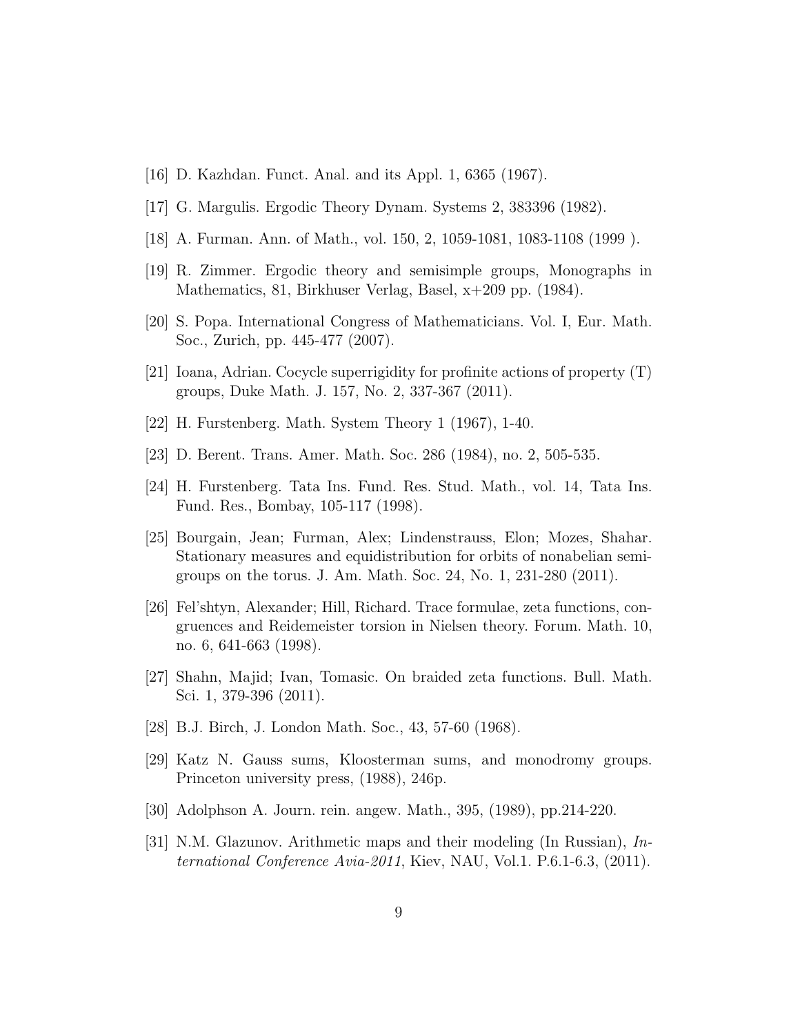[16] D. Kazhdan. Funct. Anal. and its Appl. 1, 6365 (1967).

[17] G. Margulis. Ergodic Theory Dynam. Systems 2, 383396 (1982).

[18] A. Furman. Ann. of Math., vol. 150, 2, 1059-1081, 1083-1108 (1999 ).

[19] R. Zimmer. Ergodic theory and semisimple groups, Monographs in Mathematics, 81, Birkhuser Verlag, Basel, x+209 pp. (1984).

[20] S. Popa. International Congress of Mathematicians. Vol. I, Eur. Math. Soc., Zurich, pp. 445-477 (2007).

[21] Ioana, Adrian. Cocycle superrigidity for profinite actions of property (T) groups, Duke Math. J. 157, No. 2, 337-367 (2011).

[22] H. Furstenberg. Math. System Theory 1 (1967), 1-40.

[23] D. Berent. Trans. Amer. Math. Soc. 286 (1984), no. 2, 505-535.

[24] H. Furstenberg. Tata Ins. Fund. Res. Stud. Math., vol. 14, Tata Ins. Fund. Res., Bombay, 105-117 (1998).

[25] Bourgain, Jean; Furman, Alex; Lindenstrauss, Elon; Mozes, Shahar. Stationary measures and equidistribution for orbits of nonabelian semigroups on the torus. J. Am. Math. Soc. 24, No. 1, 231-280 (2011).

[26] Fel'shtyn, Alexander; Hill, Richard. Trace formulae, zeta functions, congruences and Reidemeister torsion in Nielsen theory. Forum. Math. 10, no. 6, 641-663 (1998).

[27] Shahn, Majid; Ivan, Tomasic. On braided zeta functions. Bull. Math. Sci. 1, 379-396 (2011).

[28] B.J. Birch, J. London Math. Soc., 43, 57-60 (1968).

[29] Katz N. Gauss sums, Kloosterman sums, and monodromy groups. Princeton university press, (1988), 246p.

[30] Adolphson A. Journ. rein. angew. Math., 395, (1989), pp.214-220.

[31] N.M. Glazunov. Arithmetic maps and their modeling (In Russian), *International Conference Avia-2011*, Kiev, NAU, Vol.1. P.6.1-6.3, (2011).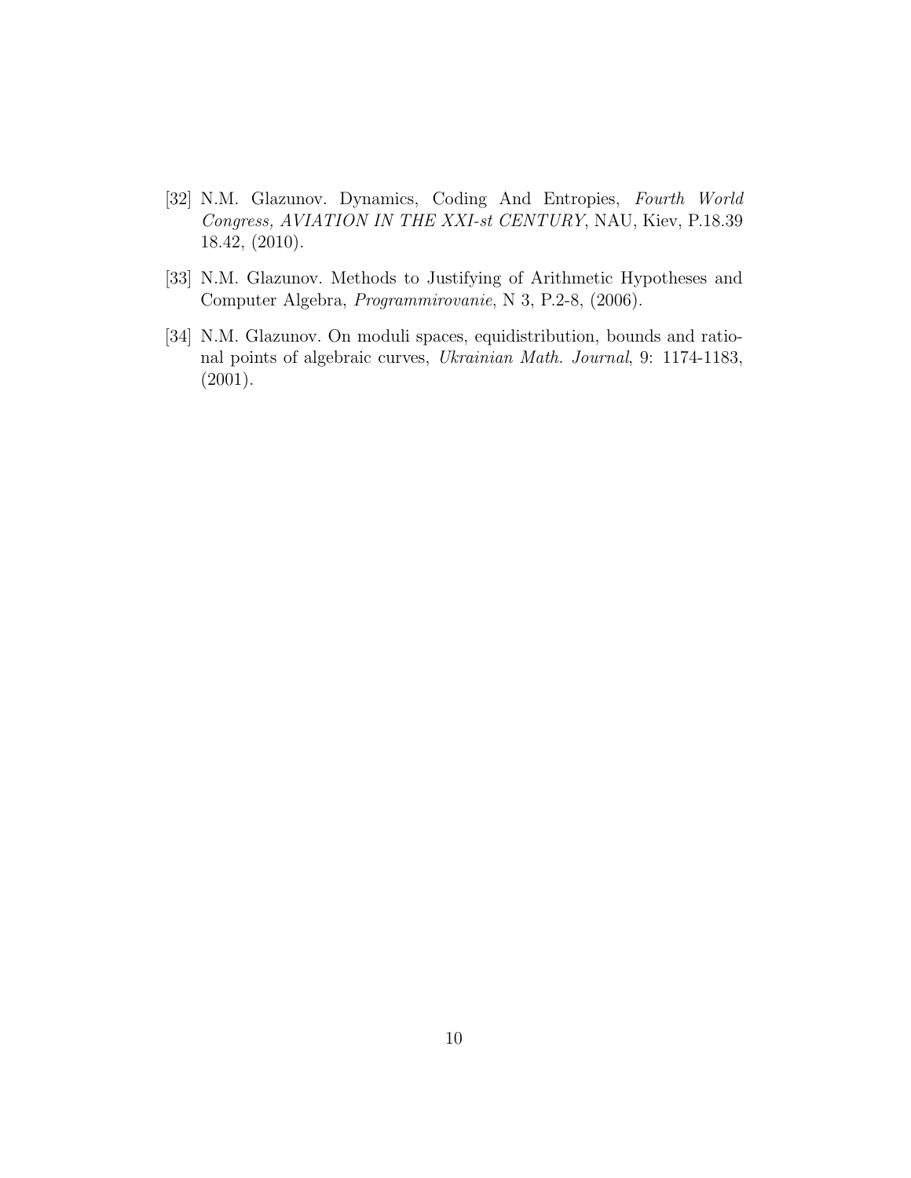[32] N.M. Glazunov. Dynamics, Coding And Entropies, *Fourth World Congress, AVIATION IN THE XXI-st CENTURY*, NAU, Kiev, P.18.39 18.42, (2010).

[33] N.M. Glazunov. Methods to Justifying of Arithmetic Hypotheses and Computer Algebra, *Programmirovanie*, N 3, P.2-8, (2006).

[34] N.M. Glazunov. On moduli spaces, equidistribution, bounds and rational points of algebraic curves, *Ukrainian Math. Journal*, 9: 1174-1183, (2001).